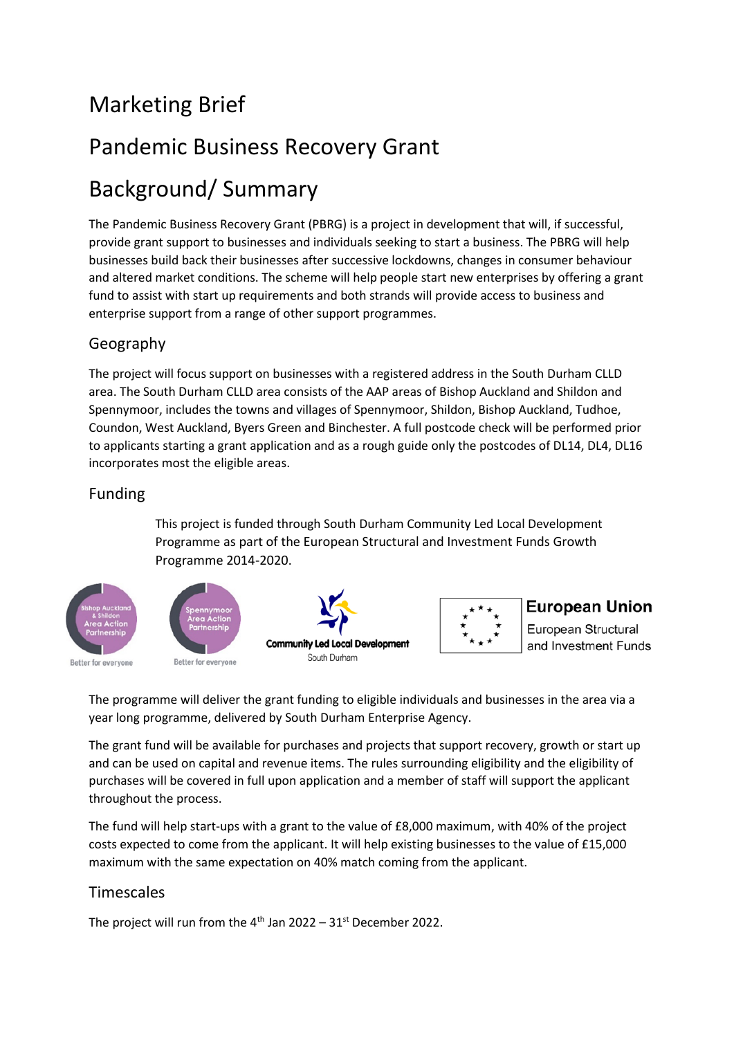# Marketing Brief

# Pandemic Business Recovery Grant

# Background/ Summary

The Pandemic Business Recovery Grant (PBRG) is a project in development that will, if successful, provide grant support to businesses and individuals seeking to start a business. The PBRG will help businesses build back their businesses after successive lockdowns, changes in consumer behaviour and altered market conditions. The scheme will help people start new enterprises by offering a grant fund to assist with start up requirements and both strands will provide access to business and enterprise support from a range of other support programmes.

## Geography

The project will focus support on businesses with a registered address in the South Durham CLLD area. The South Durham CLLD area consists of the AAP areas of Bishop Auckland and Shildon and Spennymoor, includes the towns and villages of Spennymoor, Shildon, Bishop Auckland, Tudhoe, Coundon, West Auckland, Byers Green and Binchester. A full postcode check will be performed prior to applicants starting a grant application and as a rough guide only the postcodes of DL14, DL4, DL16 incorporates most the eligible areas.

## Funding

This project is funded through South Durham Community Led Local Development Programme as part of the European Structural and Investment Funds Growth Programme 2014-2020.

Bishop Auckland & Shildon Area Action Partnership — Better for everyone

Spennymoor Area Action Partnership — Better for everyone

Community Led Local Development — South Durham

European Union — European Structural and Investment Funds

The programme will deliver the grant funding to eligible individuals and businesses in the area via a year long programme, delivered by South Durham Enterprise Agency.

The grant fund will be available for purchases and projects that support recovery, growth or start up and can be used on capital and revenue items. The rules surrounding eligibility and the eligibility of purchases will be covered in full upon application and a member of staff will support the applicant throughout the process.

The fund will help start-ups with a grant to the value of £8,000 maximum, with 40% of the project costs expected to come from the applicant. It will help existing businesses to the value of £15,000 maximum with the same expectation on 40% match coming from the applicant.

## Timescales

The project will run from the 4th Jan 2022 – 31st December 2022.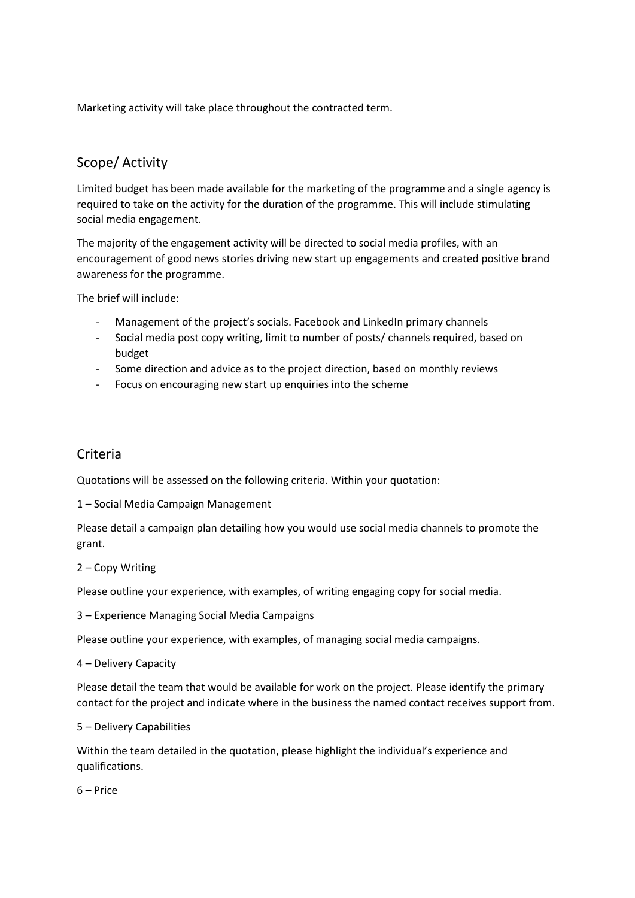Marketing activity will take place throughout the contracted term.

## Scope/ Activity

Limited budget has been made available for the marketing of the programme and a single agency is required to take on the activity for the duration of the programme. This will include stimulating social media engagement.

The majority of the engagement activity will be directed to social media profiles, with an encouragement of good news stories driving new start up engagements and created positive brand awareness for the programme.

The brief will include:

- Management of the project's socials. Facebook and LinkedIn primary channels
- Social media post copy writing, limit to number of posts/ channels required, based on budget
- Some direction and advice as to the project direction, based on monthly reviews
- Focus on encouraging new start up enquiries into the scheme

## Criteria

Quotations will be assessed on the following criteria. Within your quotation:

1 – Social Media Campaign Management

Please detail a campaign plan detailing how you would use social media channels to promote the grant.

2 – Copy Writing

Please outline your experience, with examples, of writing engaging copy for social media.

3 – Experience Managing Social Media Campaigns

Please outline your experience, with examples, of managing social media campaigns.

4 – Delivery Capacity

Please detail the team that would be available for work on the project. Please identify the primary contact for the project and indicate where in the business the named contact receives support from.

5 – Delivery Capabilities

Within the team detailed in the quotation, please highlight the individual's experience and qualifications.

6 – Price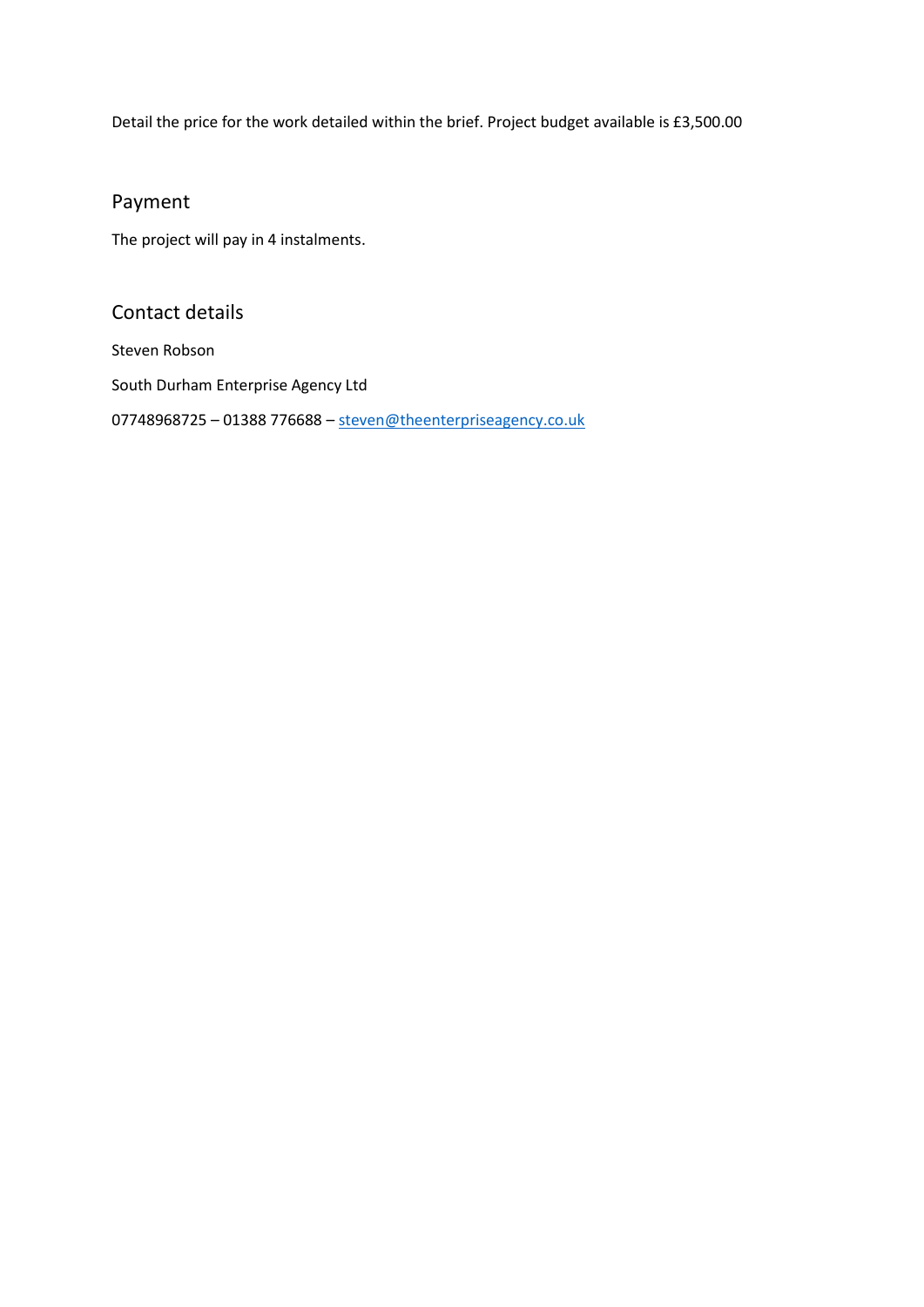Detail the price for the work detailed within the brief. Project budget available is £3,500.00

## Payment

The project will pay in 4 instalments.

## Contact details

Steven Robson

South Durham Enterprise Agency Ltd

07748968725 – 01388 776688 – steven@theenterpriseagency.co.uk